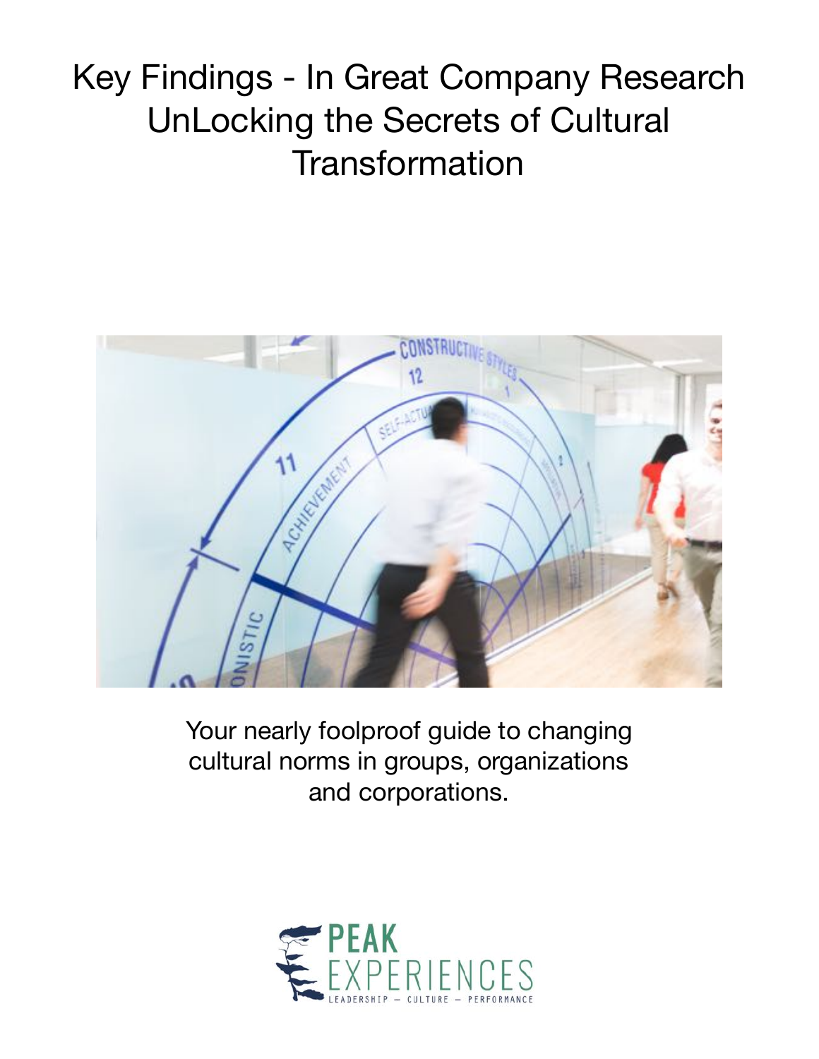# Key Findings - In Great Company Research UnLocking the Secrets of Cultural Transformation

Your nearly foolproof guide to changing cultural norms in groups, organizations and corporations.

PEAK EXPERIENCES
LEADERSHIP – CULTURE – PERFORMANCE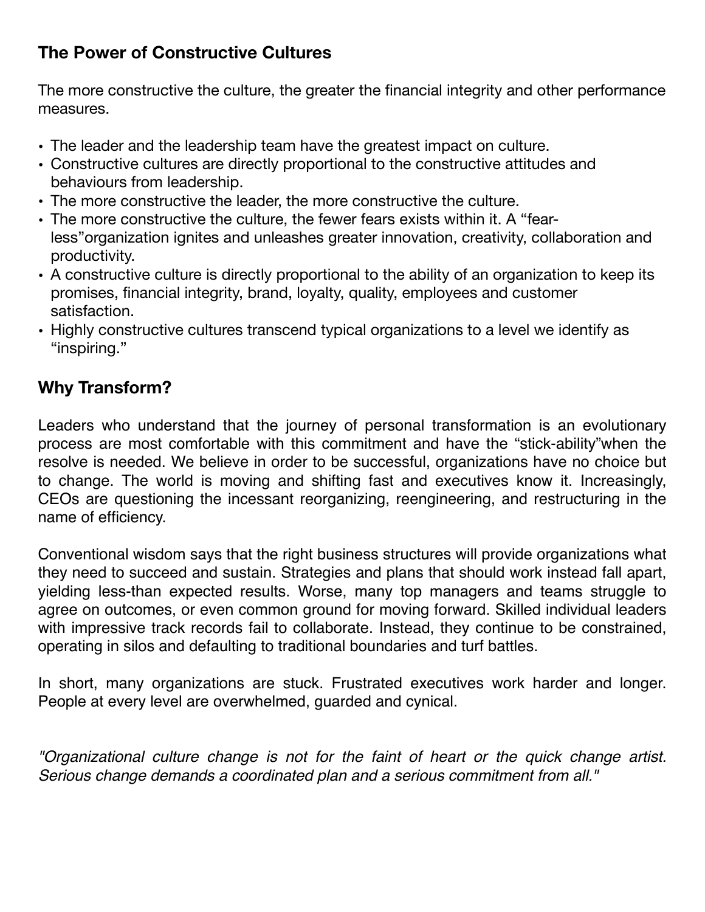## The Power of Constructive Cultures

The more constructive the culture, the greater the financial integrity and other performance measures.

- The leader and the leadership team have the greatest impact on culture.
- Constructive cultures are directly proportional to the constructive attitudes and behaviours from leadership.
- The more constructive the leader, the more constructive the culture.
- The more constructive the culture, the fewer fears exists within it. A "fear-less"organization ignites and unleashes greater innovation, creativity, collaboration and productivity.
- A constructive culture is directly proportional to the ability of an organization to keep its promises, financial integrity, brand, loyalty, quality, employees and customer satisfaction.
- Highly constructive cultures transcend typical organizations to a level we identify as "inspiring."

## Why Transform?

Leaders who understand that the journey of personal transformation is an evolutionary process are most comfortable with this commitment and have the "stick-ability"when the resolve is needed. We believe in order to be successful, organizations have no choice but to change. The world is moving and shifting fast and executives know it. Increasingly, CEOs are questioning the incessant reorganizing, reengineering, and restructuring in the name of efficiency.

Conventional wisdom says that the right business structures will provide organizations what they need to succeed and sustain. Strategies and plans that should work instead fall apart, yielding less-than expected results. Worse, many top managers and teams struggle to agree on outcomes, or even common ground for moving forward. Skilled individual leaders with impressive track records fail to collaborate. Instead, they continue to be constrained, operating in silos and defaulting to traditional boundaries and turf battles.

In short, many organizations are stuck. Frustrated executives work harder and longer. People at every level are overwhelmed, guarded and cynical.

*"Organizational culture change is not for the faint of heart or the quick change artist. Serious change demands a coordinated plan and a serious commitment from all."*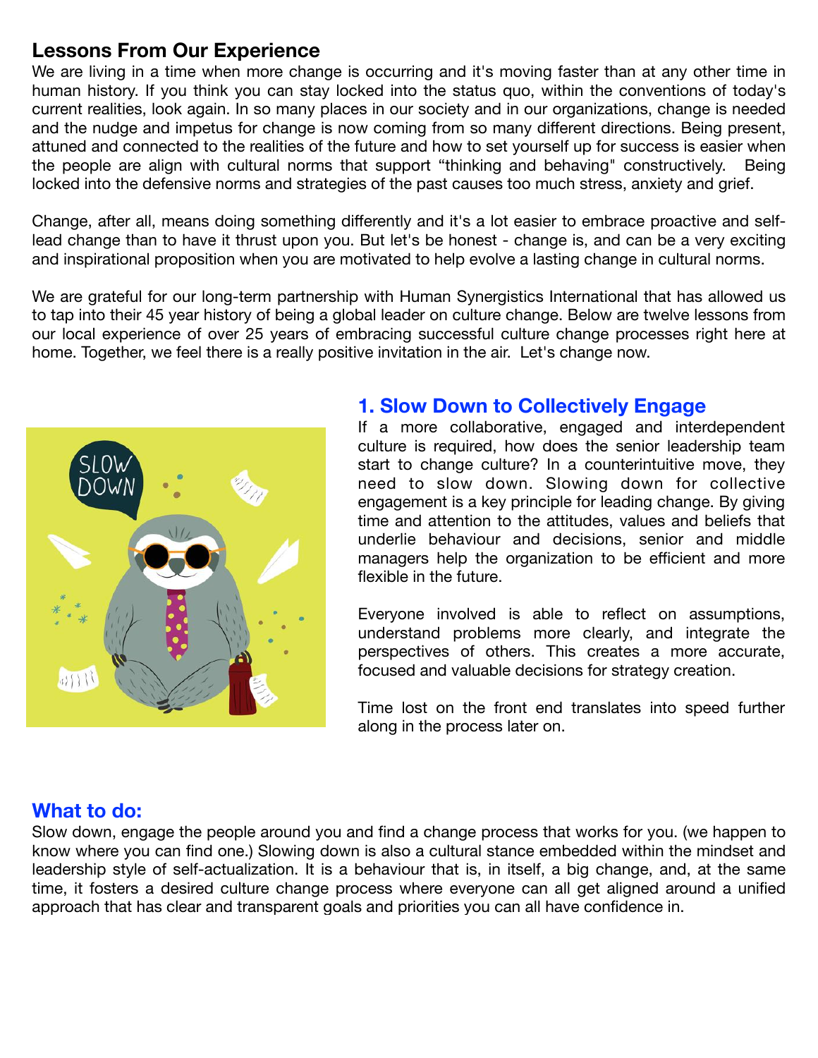## Lessons From Our Experience

We are living in a time when more change is occurring and it's moving faster than at any other time in human history. If you think you can stay locked into the status quo, within the conventions of today's current realities, look again. In so many places in our society and in our organizations, change is needed and the nudge and impetus for change is now coming from so many different directions. Being present, attuned and connected to the realities of the future and how to set yourself up for success is easier when the people are align with cultural norms that support "thinking and behaving" constructively. Being locked into the defensive norms and strategies of the past causes too much stress, anxiety and grief.

Change, after all, means doing something differently and it's a lot easier to embrace proactive and self-lead change than to have it thrust upon you. But let's be honest - change is, and can be a very exciting and inspirational proposition when you are motivated to help evolve a lasting change in cultural norms.

We are grateful for our long-term partnership with Human Synergistics International that has allowed us to tap into their 45 year history of being a global leader on culture change. Below are twelve lessons from our local experience of over 25 years of embracing successful culture change processes right here at home. Together, we feel there is a really positive invitation in the air. Let's change now.

### 1. Slow Down to Collectively Engage

If a more collaborative, engaged and interdependent culture is required, how does the senior leadership team start to change culture? In a counterintuitive move, they need to slow down. Slowing down for collective engagement is a key principle for leading change. By giving time and attention to the attitudes, values and beliefs that underlie behaviour and decisions, senior and middle managers help the organization to be efficient and more flexible in the future.

Everyone involved is able to reflect on assumptions, understand problems more clearly, and integrate the perspectives of others. This creates a more accurate, focused and valuable decisions for strategy creation.

Time lost on the front end translates into speed further along in the process later on.

### What to do:

Slow down, engage the people around you and find a change process that works for you. (we happen to know where you can find one.) Slowing down is also a cultural stance embedded within the mindset and leadership style of self-actualization. It is a behaviour that is, in itself, a big change, and, at the same time, it fosters a desired culture change process where everyone can all get aligned around a unified approach that has clear and transparent goals and priorities you can all have confidence in.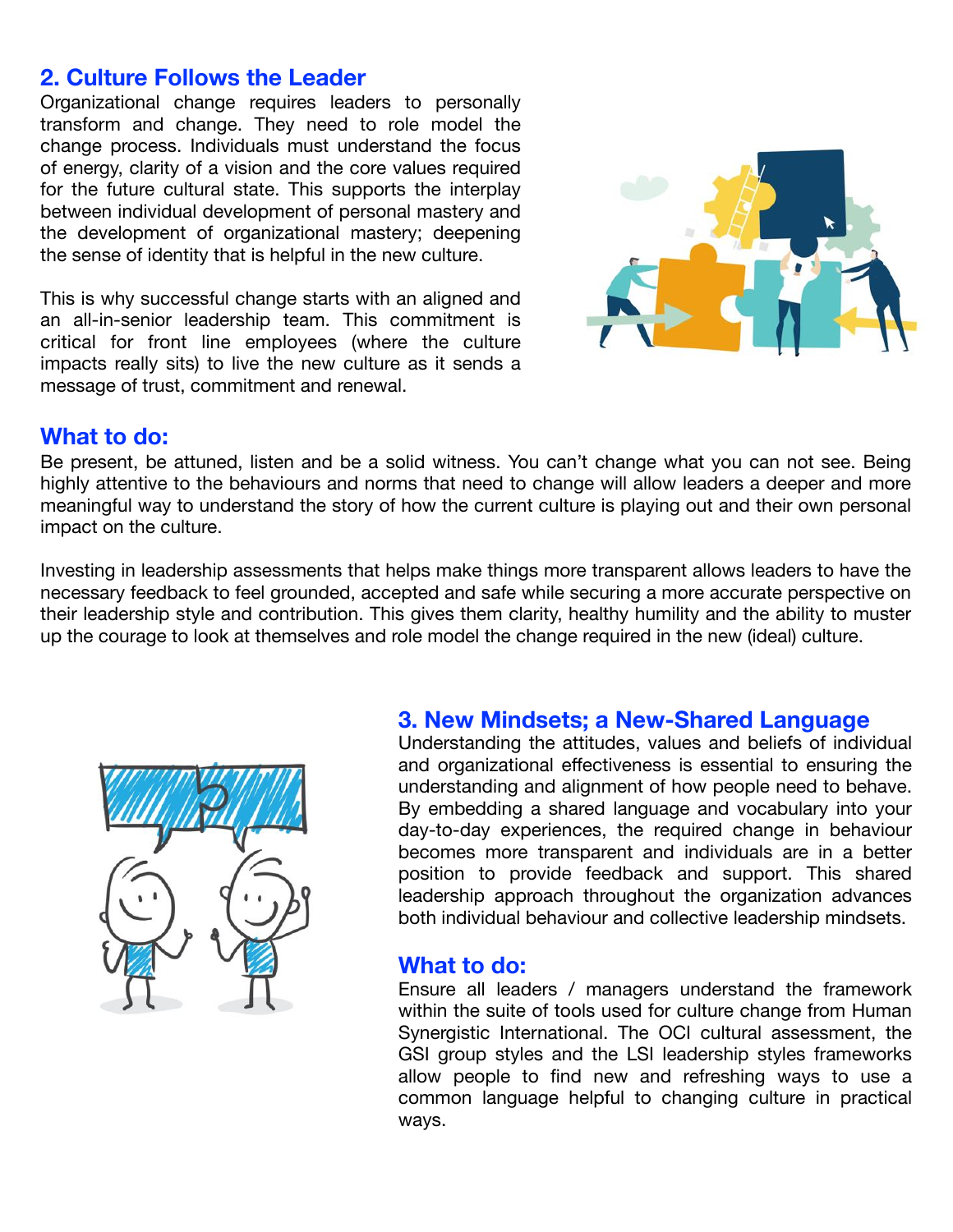## 2. Culture Follows the Leader

Organizational change requires leaders to personally transform and change. They need to role model the change process. Individuals must understand the focus of energy, clarity of a vision and the core values required for the future cultural state. This supports the interplay between individual development of personal mastery and the development of organizational mastery; deepening the sense of identity that is helpful in the new culture.

This is why successful change starts with an aligned and an all-in-senior leadership team. This commitment is critical for front line employees (where the culture impacts really sits) to live the new culture as it sends a message of trust, commitment and renewal.

### What to do:

Be present, be attuned, listen and be a solid witness. You can't change what you can not see. Being highly attentive to the behaviours and norms that need to change will allow leaders a deeper and more meaningful way to understand the story of how the current culture is playing out and their own personal impact on the culture.

Investing in leadership assessments that helps make things more transparent allows leaders to have the necessary feedback to feel grounded, accepted and safe while securing a more accurate perspective on their leadership style and contribution. This gives them clarity, healthy humility and the ability to muster up the courage to look at themselves and role model the change required in the new (ideal) culture.

## 3. New Mindsets; a New-Shared Language

Understanding the attitudes, values and beliefs of individual and organizational effectiveness is essential to ensuring the understanding and alignment of how people need to behave. By embedding a shared language and vocabulary into your day-to-day experiences, the required change in behaviour becomes more transparent and individuals are in a better position to provide feedback and support. This shared leadership approach throughout the organization advances both individual behaviour and collective leadership mindsets.

### What to do:

Ensure all leaders / managers understand the framework within the suite of tools used for culture change from Human Synergistic International. The OCI cultural assessment, the GSI group styles and the LSI leadership styles frameworks allow people to find new and refreshing ways to use a common language helpful to changing culture in practical ways.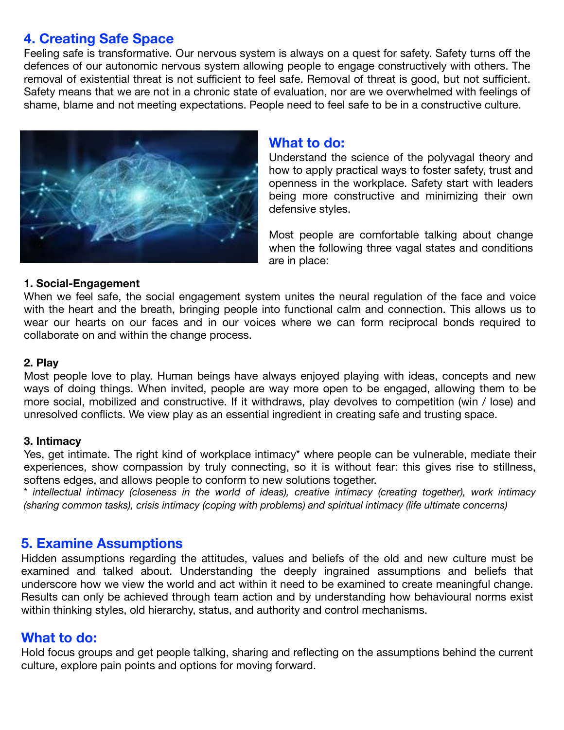## 4. Creating Safe Space

Feeling safe is transformative. Our nervous system is always on a quest for safety. Safety turns off the defences of our autonomic nervous system allowing people to engage constructively with others. The removal of existential threat is not sufficient to feel safe. Removal of threat is good, but not sufficient. Safety means that we are not in a chronic state of evaluation, nor are we overwhelmed with feelings of shame, blame and not meeting expectations. People need to feel safe to be in a constructive culture.

### What to do:

Understand the science of the polyvagal theory and how to apply practical ways to foster safety, trust and openness in the workplace. Safety start with leaders being more constructive and minimizing their own defensive styles.

Most people are comfortable talking about change when the following three vagal states and conditions are in place:

**1. Social-Engagement**

When we feel safe, the social engagement system unites the neural regulation of the face and voice with the heart and the breath, bringing people into functional calm and connection. This allows us to wear our hearts on our faces and in our voices where we can form reciprocal bonds required to collaborate on and within the change process.

**2. Play**

Most people love to play. Human beings have always enjoyed playing with ideas, concepts and new ways of doing things. When invited, people are way more open to be engaged, allowing them to be more social, mobilized and constructive. If it withdraws, play devolves to competition (win / lose) and unresolved conflicts. We view play as an essential ingredient in creating safe and trusting space.

**3. Intimacy**

Yes, get intimate. The right kind of workplace intimacy* where people can be vulnerable, mediate their experiences, show compassion by truly connecting, so it is without fear: this gives rise to stillness, softens edges, and allows people to conform to new solutions together.

*\* intellectual intimacy (closeness in the world of ideas), creative intimacy (creating together), work intimacy (sharing common tasks), crisis intimacy (coping with problems) and spiritual intimacy (life ultimate concerns)*

## 5. Examine Assumptions

Hidden assumptions regarding the attitudes, values and beliefs of the old and new culture must be examined and talked about. Understanding the deeply ingrained assumptions and beliefs that underscore how we view the world and act within it need to be examined to create meaningful change. Results can only be achieved through team action and by understanding how behavioural norms exist within thinking styles, old hierarchy, status, and authority and control mechanisms.

### What to do:

Hold focus groups and get people talking, sharing and reflecting on the assumptions behind the current culture, explore pain points and options for moving forward.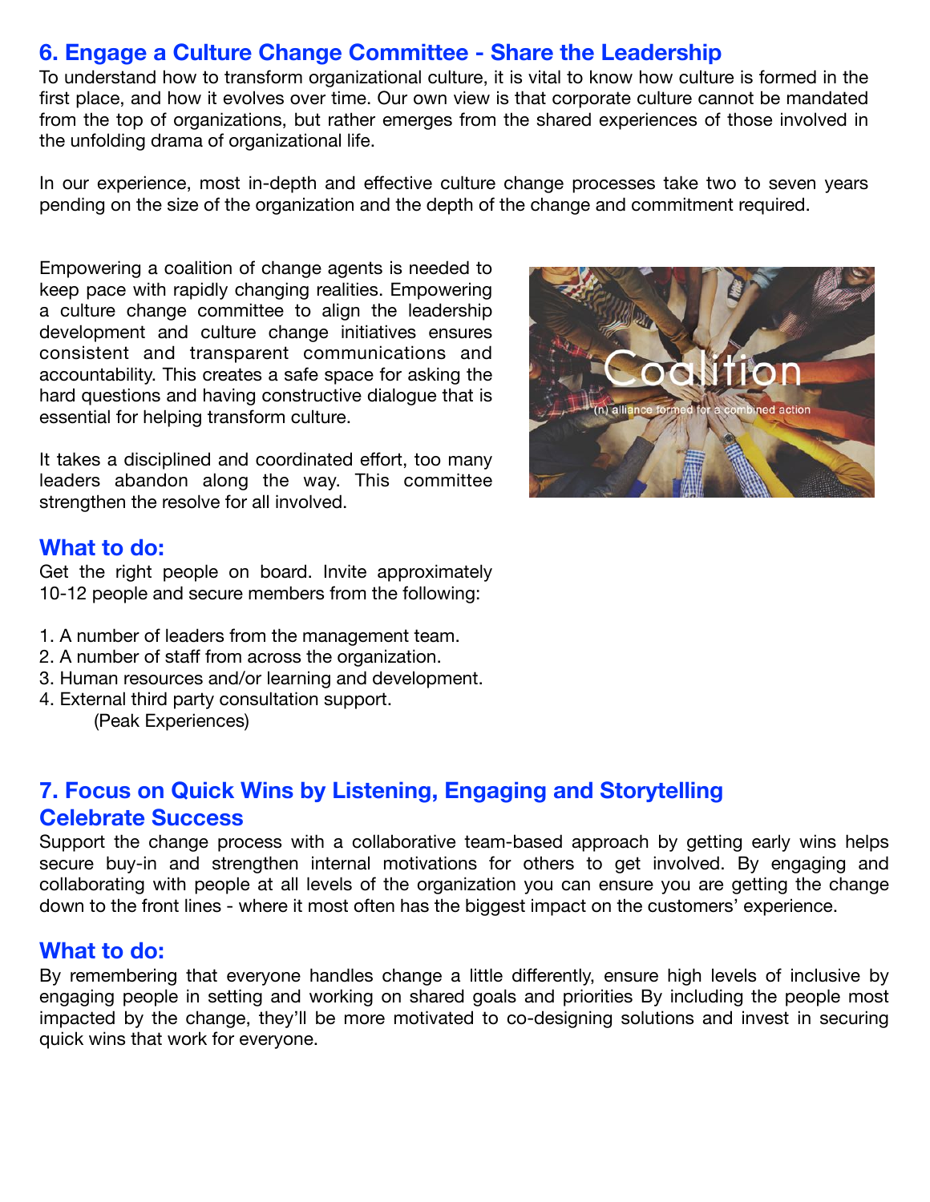## 6. Engage a Culture Change Committee - Share the Leadership

To understand how to transform organizational culture, it is vital to know how culture is formed in the first place, and how it evolves over time. Our own view is that corporate culture cannot be mandated from the top of organizations, but rather emerges from the shared experiences of those involved in the unfolding drama of organizational life.

In our experience, most in-depth and effective culture change processes take two to seven years pending on the size of the organization and the depth of the change and commitment required.

Empowering a coalition of change agents is needed to keep pace with rapidly changing realities. Empowering a culture change committee to align the leadership development and culture change initiatives ensures consistent and transparent communications and accountability. This creates a safe space for asking the hard questions and having constructive dialogue that is essential for helping transform culture.

It takes a disciplined and coordinated effort, too many leaders abandon along the way. This committee strengthen the resolve for all involved.

### What to do:

Get the right people on board. Invite approximately 10-12 people and secure members from the following:

1. A number of leaders from the management team.
2. A number of staff from across the organization.
3. Human resources and/or learning and development.
4. External third party consultation support.
   (Peak Experiences)

## 7. Focus on Quick Wins by Listening, Engaging and Storytelling Celebrate Success

Support the change process with a collaborative team-based approach by getting early wins helps secure buy-in and strengthen internal motivations for others to get involved. By engaging and collaborating with people at all levels of the organization you can ensure you are getting the change down to the front lines - where it most often has the biggest impact on the customers' experience.

### What to do:

By remembering that everyone handles change a little differently, ensure high levels of inclusive by engaging people in setting and working on shared goals and priorities By including the people most impacted by the change, they'll be more motivated to co-designing solutions and invest in securing quick wins that work for everyone.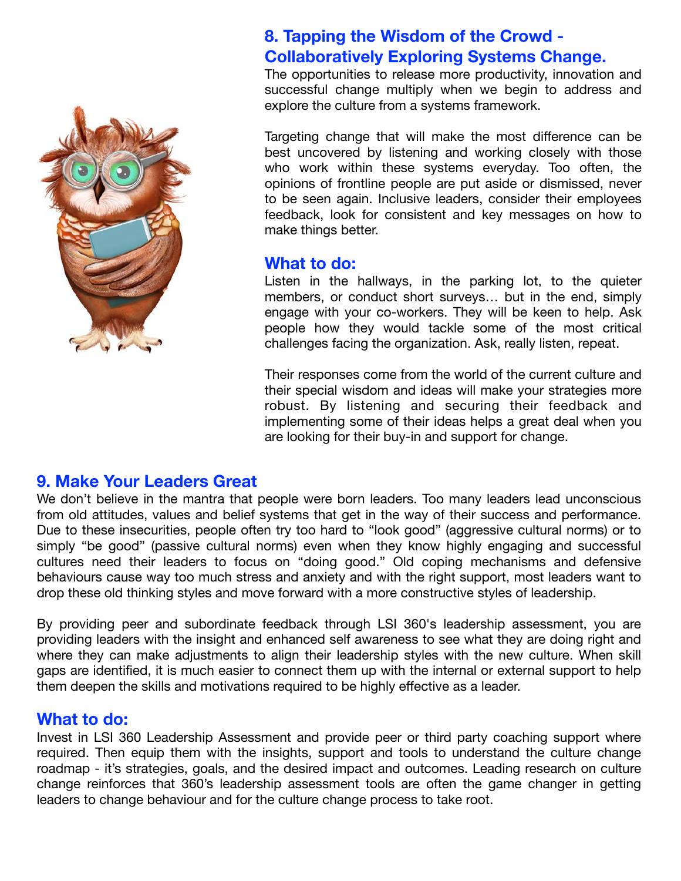## 8. Tapping the Wisdom of the Crowd - Collaboratively Exploring Systems Change.

The opportunities to release more productivity, innovation and successful change multiply when we begin to address and explore the culture from a systems framework.

Targeting change that will make the most difference can be best uncovered by listening and working closely with those who work within these systems everyday. Too often, the opinions of frontline people are put aside or dismissed, never to be seen again. Inclusive leaders, consider their employees feedback, look for consistent and key messages on how to make things better.

### What to do:

Listen in the hallways, in the parking lot, to the quieter members, or conduct short surveys… but in the end, simply engage with your co-workers. They will be keen to help. Ask people how they would tackle some of the most critical challenges facing the organization. Ask, really listen, repeat.

Their responses come from the world of the current culture and their special wisdom and ideas will make your strategies more robust. By listening and securing their feedback and implementing some of their ideas helps a great deal when you are looking for their buy-in and support for change.

## 9. Make Your Leaders Great

We don't believe in the mantra that people were born leaders. Too many leaders lead unconscious from old attitudes, values and belief systems that get in the way of their success and performance. Due to these insecurities, people often try too hard to "look good" (aggressive cultural norms) or to simply "be good" (passive cultural norms) even when they know highly engaging and successful cultures need their leaders to focus on "doing good." Old coping mechanisms and defensive behaviours cause way too much stress and anxiety and with the right support, most leaders want to drop these old thinking styles and move forward with a more constructive styles of leadership.

By providing peer and subordinate feedback through LSI 360's leadership assessment, you are providing leaders with the insight and enhanced self awareness to see what they are doing right and where they can make adjustments to align their leadership styles with the new culture. When skill gaps are identified, it is much easier to connect them up with the internal or external support to help them deepen the skills and motivations required to be highly effective as a leader.

### What to do:

Invest in LSI 360 Leadership Assessment and provide peer or third party coaching support where required. Then equip them with the insights, support and tools to understand the culture change roadmap - it's strategies, goals, and the desired impact and outcomes. Leading research on culture change reinforces that 360's leadership assessment tools are often the game changer in getting leaders to change behaviour and for the culture change process to take root.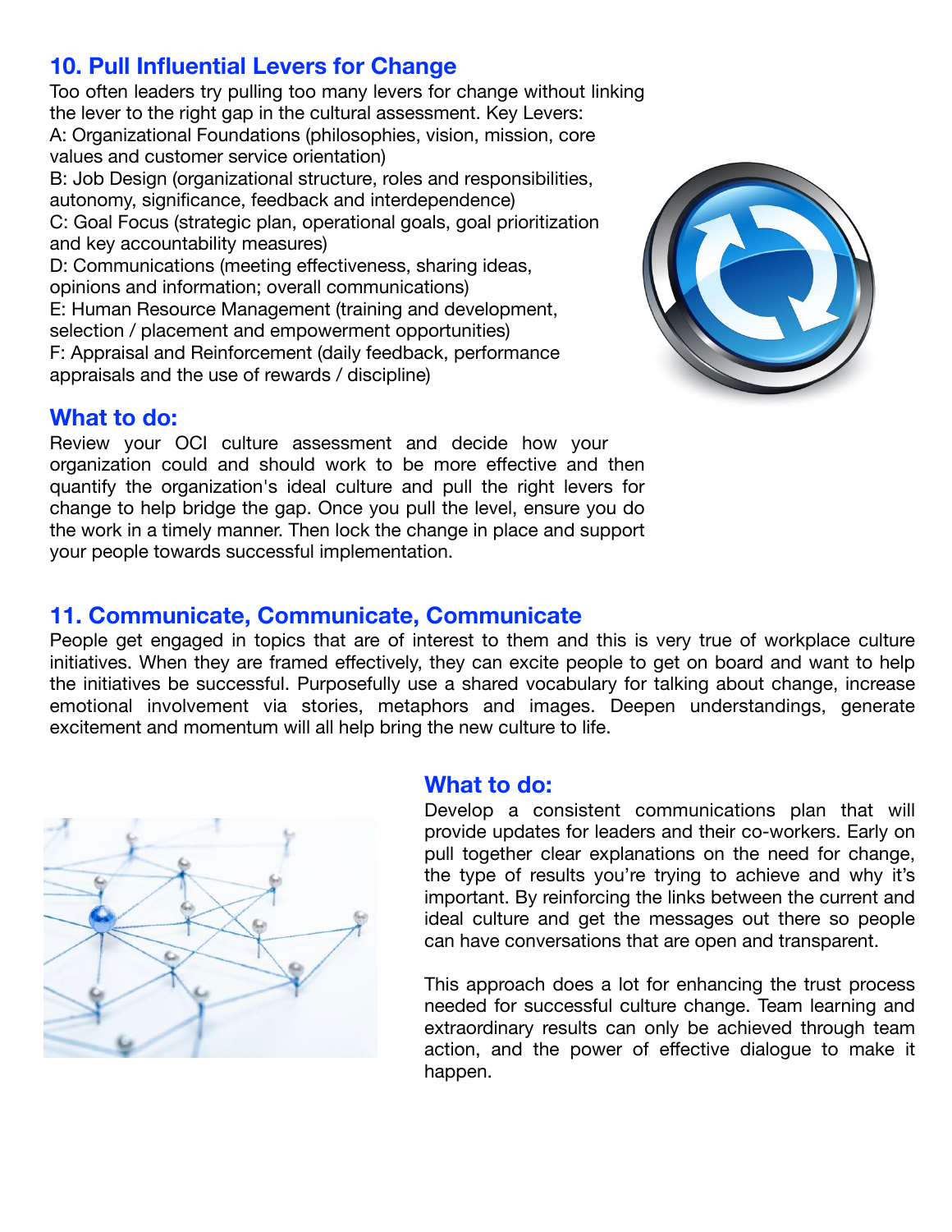## 10. Pull Influential Levers for Change

Too often leaders try pulling too many levers for change without linking the lever to the right gap in the cultural assessment. Key Levers:

A: Organizational Foundations (philosophies, vision, mission, core values and customer service orientation)

B: Job Design (organizational structure, roles and responsibilities, autonomy, significance, feedback and interdependence)

C: Goal Focus (strategic plan, operational goals, goal prioritization and key accountability measures)

D: Communications (meeting effectiveness, sharing ideas, opinions and information; overall communications)

E: Human Resource Management (training and development, selection / placement and empowerment opportunities)

F: Appraisal and Reinforcement (daily feedback, performance appraisals and the use of rewards / discipline)

### What to do:

Review your OCI culture assessment and decide how your organization could and should work to be more effective and then quantify the organization's ideal culture and pull the right levers for change to help bridge the gap. Once you pull the level, ensure you do the work in a timely manner. Then lock the change in place and support your people towards successful implementation.

## 11. Communicate, Communicate, Communicate

People get engaged in topics that are of interest to them and this is very true of workplace culture initiatives. When they are framed effectively, they can excite people to get on board and want to help the initiatives be successful. Purposefully use a shared vocabulary for talking about change, increase emotional involvement via stories, metaphors and images. Deepen understandings, generate excitement and momentum will all help bring the new culture to life.

### What to do:

Develop a consistent communications plan that will provide updates for leaders and their co-workers. Early on pull together clear explanations on the need for change, the type of results you're trying to achieve and why it's important. By reinforcing the links between the current and ideal culture and get the messages out there so people can have conversations that are open and transparent.

This approach does a lot for enhancing the trust process needed for successful culture change. Team learning and extraordinary results can only be achieved through team action, and the power of effective dialogue to make it happen.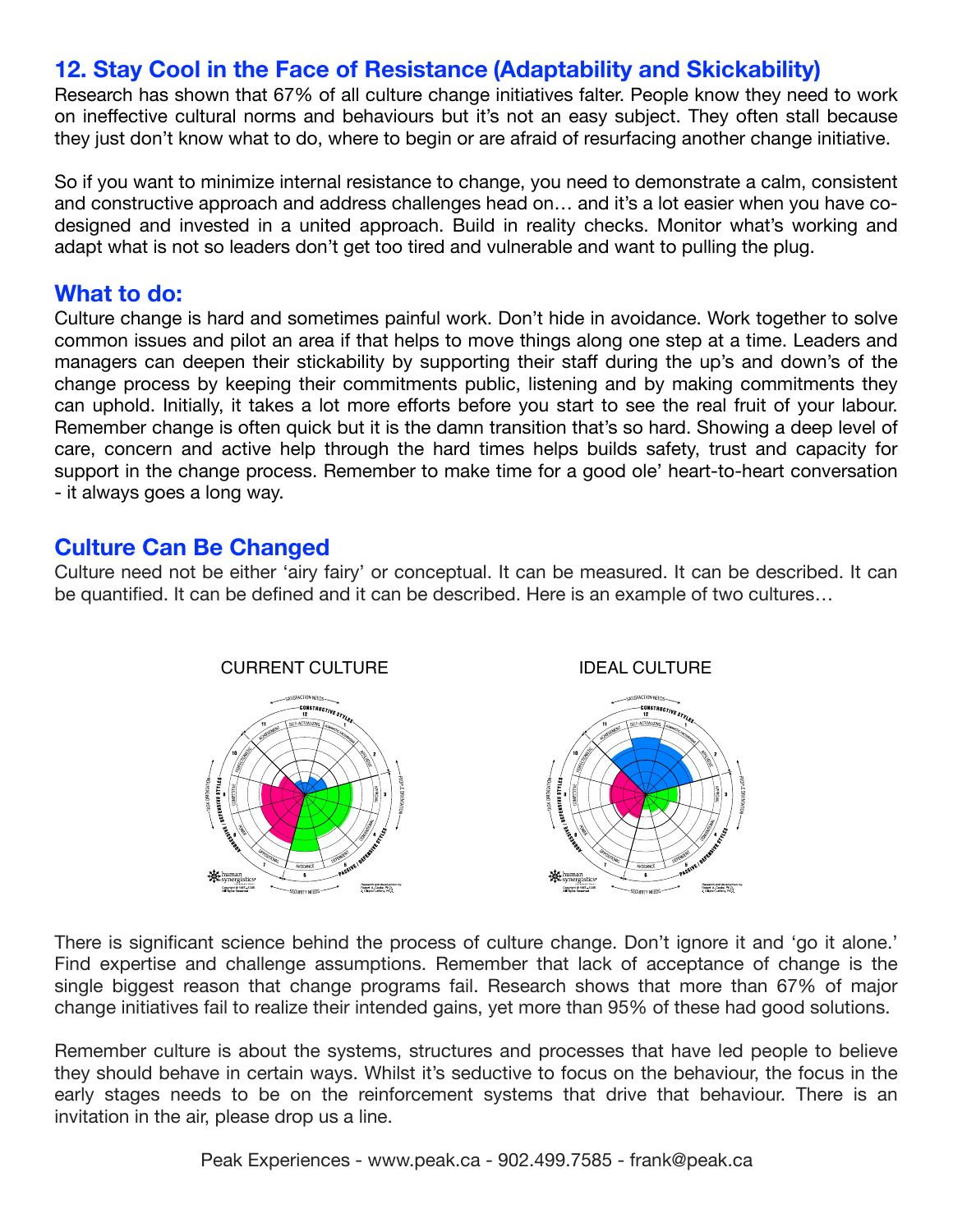## 12. Stay Cool in the Face of Resistance (Adaptability and Skickability)

Research has shown that 67% of all culture change initiatives falter. People know they need to work on ineffective cultural norms and behaviours but it's not an easy subject. They often stall because they just don't know what to do, where to begin or are afraid of resurfacing another change initiative.

So if you want to minimize internal resistance to change, you need to demonstrate a calm, consistent and constructive approach and address challenges head on… and it's a lot easier when you have co-designed and invested in a united approach. Build in reality checks. Monitor what's working and adapt what is not so leaders don't get too tired and vulnerable and want to pulling the plug.

## What to do:

Culture change is hard and sometimes painful work. Don't hide in avoidance. Work together to solve common issues and pilot an area if that helps to move things along one step at a time. Leaders and managers can deepen their stickability by supporting their staff during the up's and down's of the change process by keeping their commitments public, listening and by making commitments they can uphold. Initially, it takes a lot more efforts before you start to see the real fruit of your labour. Remember change is often quick but it is the damn transition that's so hard. Showing a deep level of care, concern and active help through the hard times helps builds safety, trust and capacity for support in the change process. Remember to make time for a good ole' heart-to-heart conversation - it always goes a long way.

## Culture Can Be Changed

Culture need not be either 'airy fairy' or conceptual. It can be measured. It can be described. It can be quantified. It can be defined and it can be described. Here is an example of two cultures…

CURRENT CULTURE

IDEAL CULTURE

There is significant science behind the process of culture change. Don't ignore it and 'go it alone.' Find expertise and challenge assumptions. Remember that lack of acceptance of change is the single biggest reason that change programs fail. Research shows that more than 67% of major change initiatives fail to realize their intended gains, yet more than 95% of these had good solutions.

Remember culture is about the systems, structures and processes that have led people to believe they should behave in certain ways. Whilst it's seductive to focus on the behaviour, the focus in the early stages needs to be on the reinforcement systems that drive that behaviour. There is an invitation in the air, please drop us a line.

Peak Experiences - www.peak.ca - 902.499.7585 - frank@peak.ca